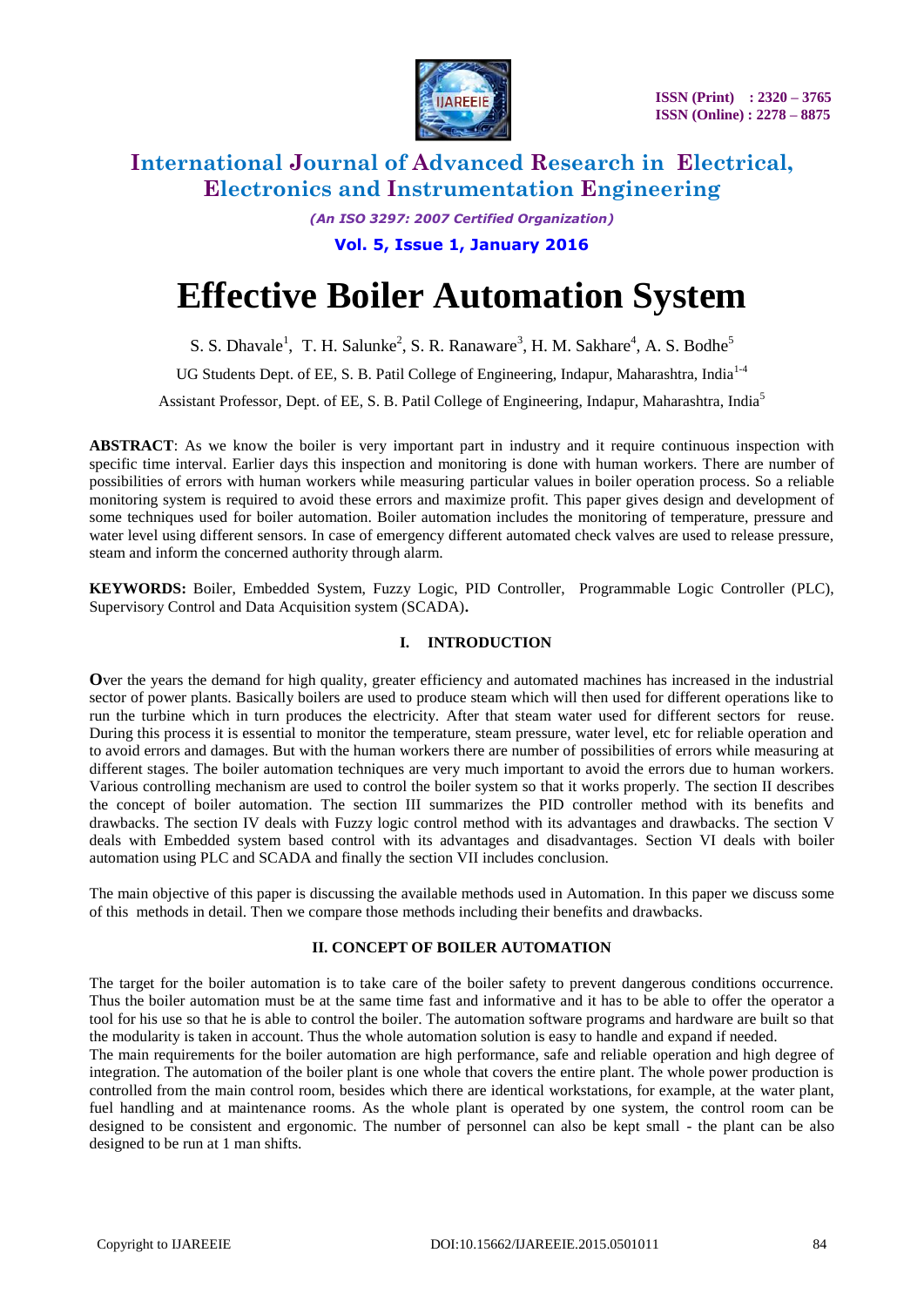# Effective Boiler Automation System

S. S. Dhavale[1], T. H. Salunke[2], S. R. Ranaware[3], H. M. Sakhare[4], A. S. Bodhe[5]

UG Students Dept. of EE, S. B. Patil College of Engineering, Indapur, Maharashtra, India[1-4]

Assistant Professor, Dept. of EE, S. B. Patil College of Engineering, Indapur, Maharashtra, India[5]

**ABSTRACT**: As we know the boiler is very important part in industry and it require continuous inspection with specific time interval. Earlier days this inspection and monitoring is done with human workers. There are number of possibilities of errors with human workers while measuring particular values in boiler operation process. So a reliable monitoring system is required to avoid these errors and maximize profit. This paper gives design and development of some techniques used for boiler automation. Boiler automation includes the monitoring of temperature, pressure and water level using different sensors. In case of emergency different automated check valves are used to release pressure, steam and inform the concerned authority through alarm.

**KEYWORDS:** Boiler, Embedded System, Fuzzy Logic, PID Controller, Programmable Logic Controller (PLC), Supervisory Control and Data Acquisition system (SCADA)**.**

## I. INTRODUCTION

Over the years the demand for high quality, greater efficiency and automated machines has increased in the industrial sector of power plants. Basically boilers are used to produce steam which will then used for different operations like to run the turbine which in turn produces the electricity. After that steam water used for different sectors for reuse. During this process it is essential to monitor the temperature, steam pressure, water level, etc for reliable operation and to avoid errors and damages. But with the human workers there are number of possibilities of errors while measuring at different stages. The boiler automation techniques are very much important to avoid the errors due to human workers. Various controlling mechanism are used to control the boiler system so that it works properly. The section II describes the concept of boiler automation. The section III summarizes the PID controller method with its benefits and drawbacks. The section IV deals with Fuzzy logic control method with its advantages and drawbacks. The section V deals with Embedded system based control with its advantages and disadvantages. Section VI deals with boiler automation using PLC and SCADA and finally the section VII includes conclusion.

The main objective of this paper is discussing the available methods used in Automation. In this paper we discuss some of this methods in detail. Then we compare those methods including their benefits and drawbacks.

## II. CONCEPT OF BOILER AUTOMATION

The target for the boiler automation is to take care of the boiler safety to prevent dangerous conditions occurrence. Thus the boiler automation must be at the same time fast and informative and it has to be able to offer the operator a tool for his use so that he is able to control the boiler. The automation software programs and hardware are built so that the modularity is taken in account. Thus the whole automation solution is easy to handle and expand if needed.

The main requirements for the boiler automation are high performance, safe and reliable operation and high degree of integration. The automation of the boiler plant is one whole that covers the entire plant. The whole power production is controlled from the main control room, besides which there are identical workstations, for example, at the water plant, fuel handling and at maintenance rooms. As the whole plant is operated by one system, the control room can be designed to be consistent and ergonomic. The number of personnel can also be kept small - the plant can be also designed to be run at 1 man shifts.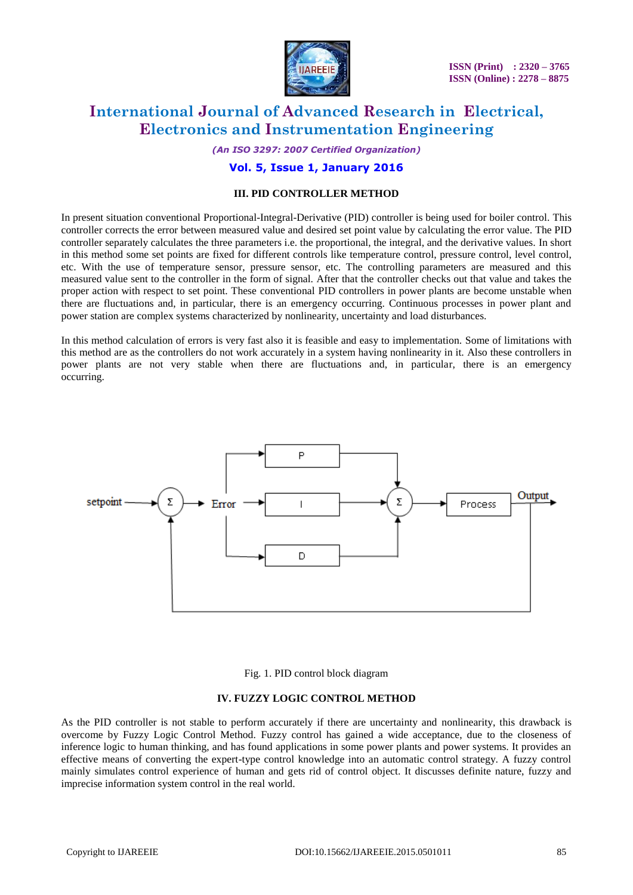## III. PID CONTROLLER METHOD

In present situation conventional Proportional-Integral-Derivative (PID) controller is being used for boiler control. This controller corrects the error between measured value and desired set point value by calculating the error value. The PID controller separately calculates the three parameters i.e. the proportional, the integral, and the derivative values. In short in this method some set points are fixed for different controls like temperature control, pressure control, level control, etc. With the use of temperature sensor, pressure sensor, etc. The controlling parameters are measured and this measured value sent to the controller in the form of signal. After that the controller checks out that value and takes the proper action with respect to set point. These conventional PID controllers in power plants are become unstable when there are fluctuations and, in particular, there is an emergency occurring. Continuous processes in power plant and power station are complex systems characterized by nonlinearity, uncertainty and load disturbances.

In this method calculation of errors is very fast also it is feasible and easy to implementation. Some of limitations with this method are as the controllers do not work accurately in a system having nonlinearity in it. Also these controllers in power plants are not very stable when there are fluctuations and, in particular, there is an emergency occurring.

Fig. 1. PID control block diagram

## IV. FUZZY LOGIC CONTROL METHOD

As the PID controller is not stable to perform accurately if there are uncertainty and nonlinearity, this drawback is overcome by Fuzzy Logic Control Method. Fuzzy control has gained a wide acceptance, due to the closeness of inference logic to human thinking, and has found applications in some power plants and power systems. It provides an effective means of converting the expert-type control knowledge into an automatic control strategy. A fuzzy control mainly simulates control experience of human and gets rid of control object. It discusses definite nature, fuzzy and imprecise information system control in the real world.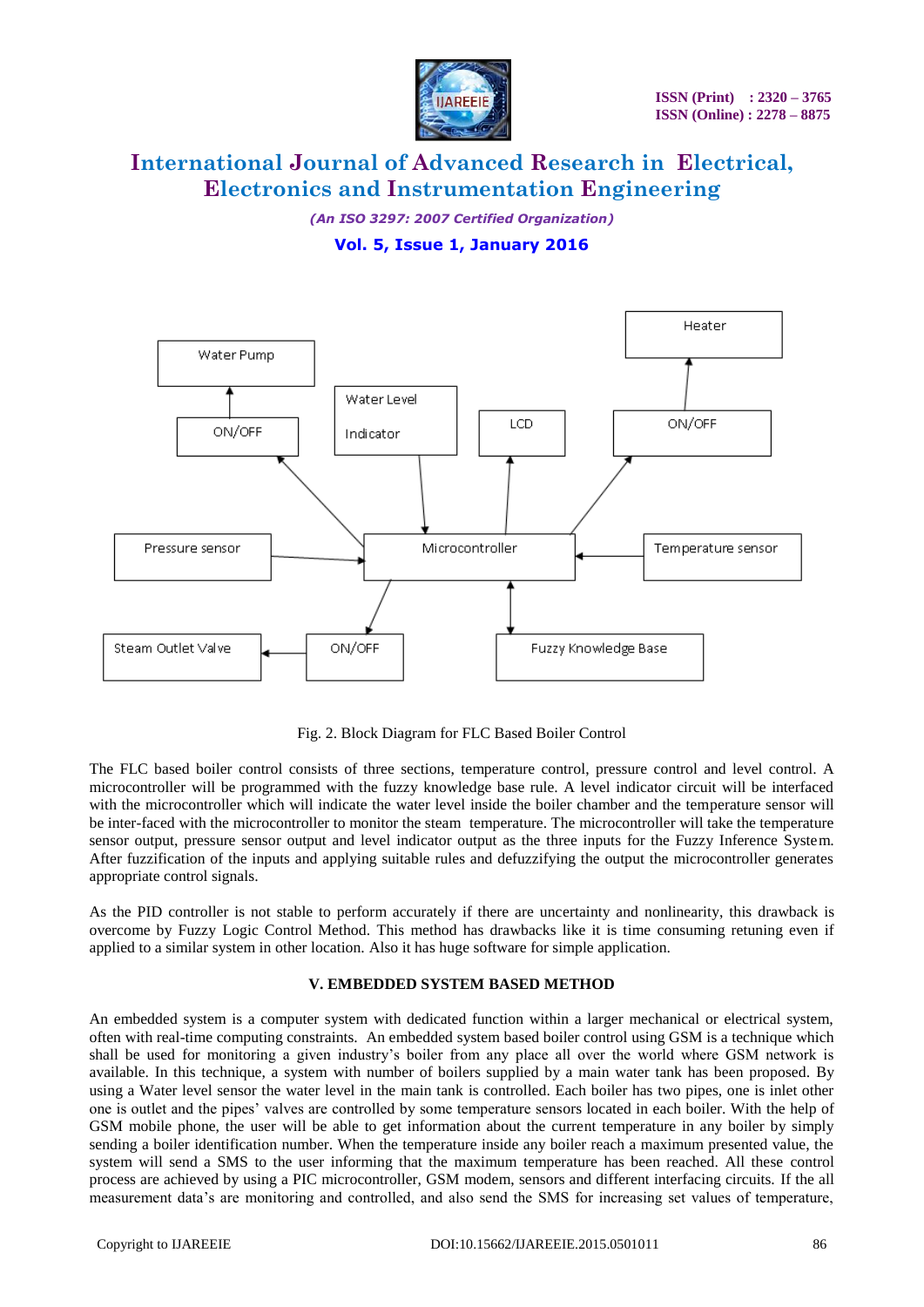Fig. 2. Block Diagram for FLC Based Boiler Control

The FLC based boiler control consists of three sections, temperature control, pressure control and level control. A microcontroller will be programmed with the fuzzy knowledge base rule. A level indicator circuit will be interfaced with the microcontroller which will indicate the water level inside the boiler chamber and the temperature sensor will be inter-faced with the microcontroller to monitor the steam temperature. The microcontroller will take the temperature sensor output, pressure sensor output and level indicator output as the three inputs for the Fuzzy Inference System. After fuzzification of the inputs and applying suitable rules and defuzzifying the output the microcontroller generates appropriate control signals.

As the PID controller is not stable to perform accurately if there are uncertainty and nonlinearity, this drawback is overcome by Fuzzy Logic Control Method. This method has drawbacks like it is time consuming retuning even if applied to a similar system in other location. Also it has huge software for simple application.

## V. EMBEDDED SYSTEM BASED METHOD

An embedded system is a computer system with dedicated function within a larger mechanical or electrical system, often with real-time computing constraints. An embedded system based boiler control using GSM is a technique which shall be used for monitoring a given industry's boiler from any place all over the world where GSM network is available. In this technique, a system with number of boilers supplied by a main water tank has been proposed. By using a Water level sensor the water level in the main tank is controlled. Each boiler has two pipes, one is inlet other one is outlet and the pipes' valves are controlled by some temperature sensors located in each boiler. With the help of GSM mobile phone, the user will be able to get information about the current temperature in any boiler by simply sending a boiler identification number. When the temperature inside any boiler reach a maximum presented value, the system will send a SMS to the user informing that the maximum temperature has been reached. All these control process are achieved by using a PIC microcontroller, GSM modem, sensors and different interfacing circuits. If the all measurement data's are monitoring and controlled, and also send the SMS for increasing set values of temperature,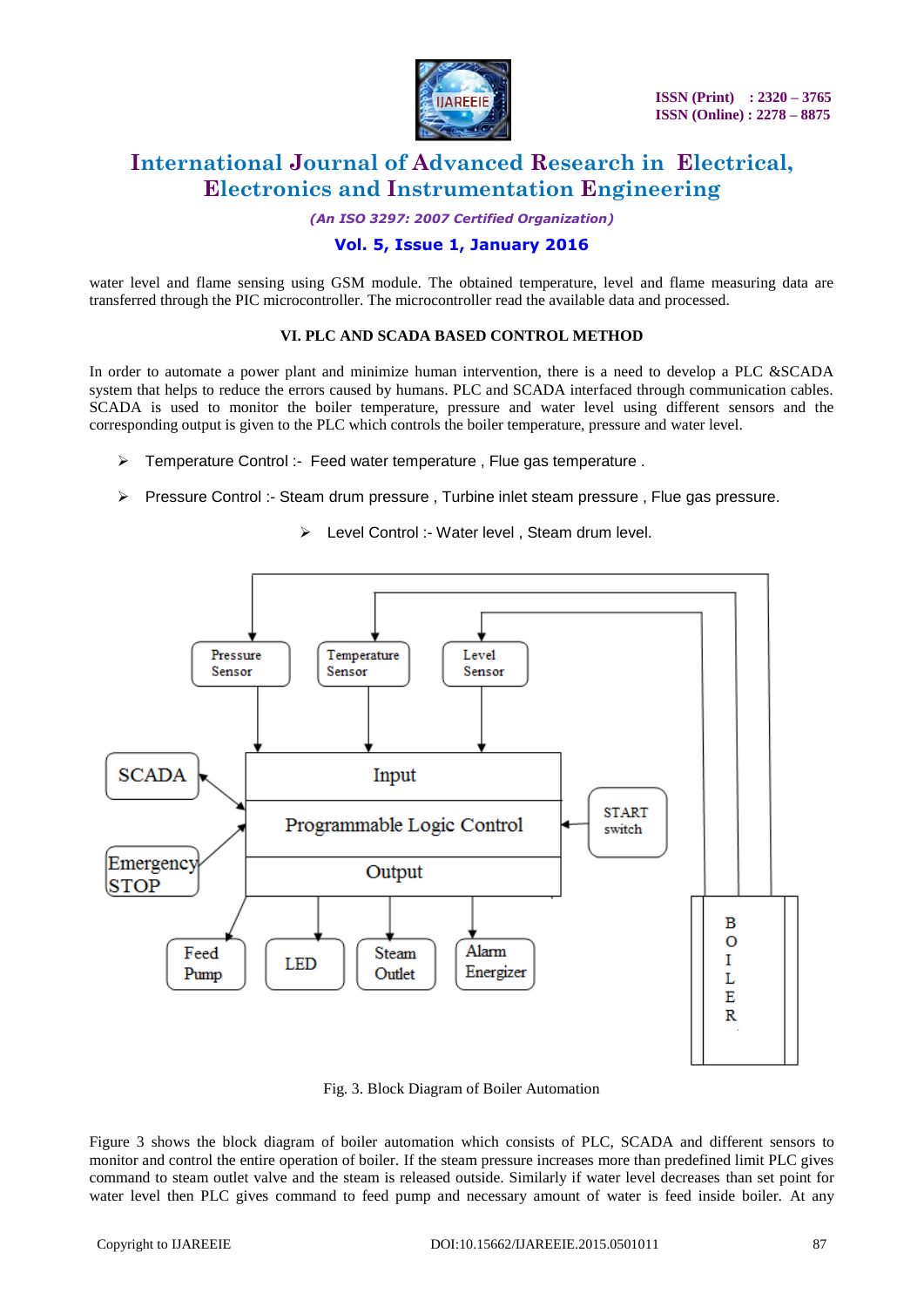water level and flame sensing using GSM module. The obtained temperature, level and flame measuring data are transferred through the PIC microcontroller. The microcontroller read the available data and processed.

### VI. PLC AND SCADA BASED CONTROL METHOD

In order to automate a power plant and minimize human intervention, there is a need to develop a PLC &SCADA system that helps to reduce the errors caused by humans. PLC and SCADA interfaced through communication cables. SCADA is used to monitor the boiler temperature, pressure and water level using different sensors and the corresponding output is given to the PLC which controls the boiler temperature, pressure and water level.

- Temperature Control :- Feed water temperature , Flue gas temperature .
- Pressure Control :- Steam drum pressure , Turbine inlet steam pressure , Flue gas pressure.
- Level Control :- Water level , Steam drum level.

Fig. 3. Block Diagram of Boiler Automation

Figure 3 shows the block diagram of boiler automation which consists of PLC, SCADA and different sensors to monitor and control the entire operation of boiler. If the steam pressure increases more than predefined limit PLC gives command to steam outlet valve and the steam is released outside. Similarly if water level decreases than set point for water level then PLC gives command to feed pump and necessary amount of water is feed inside boiler. At any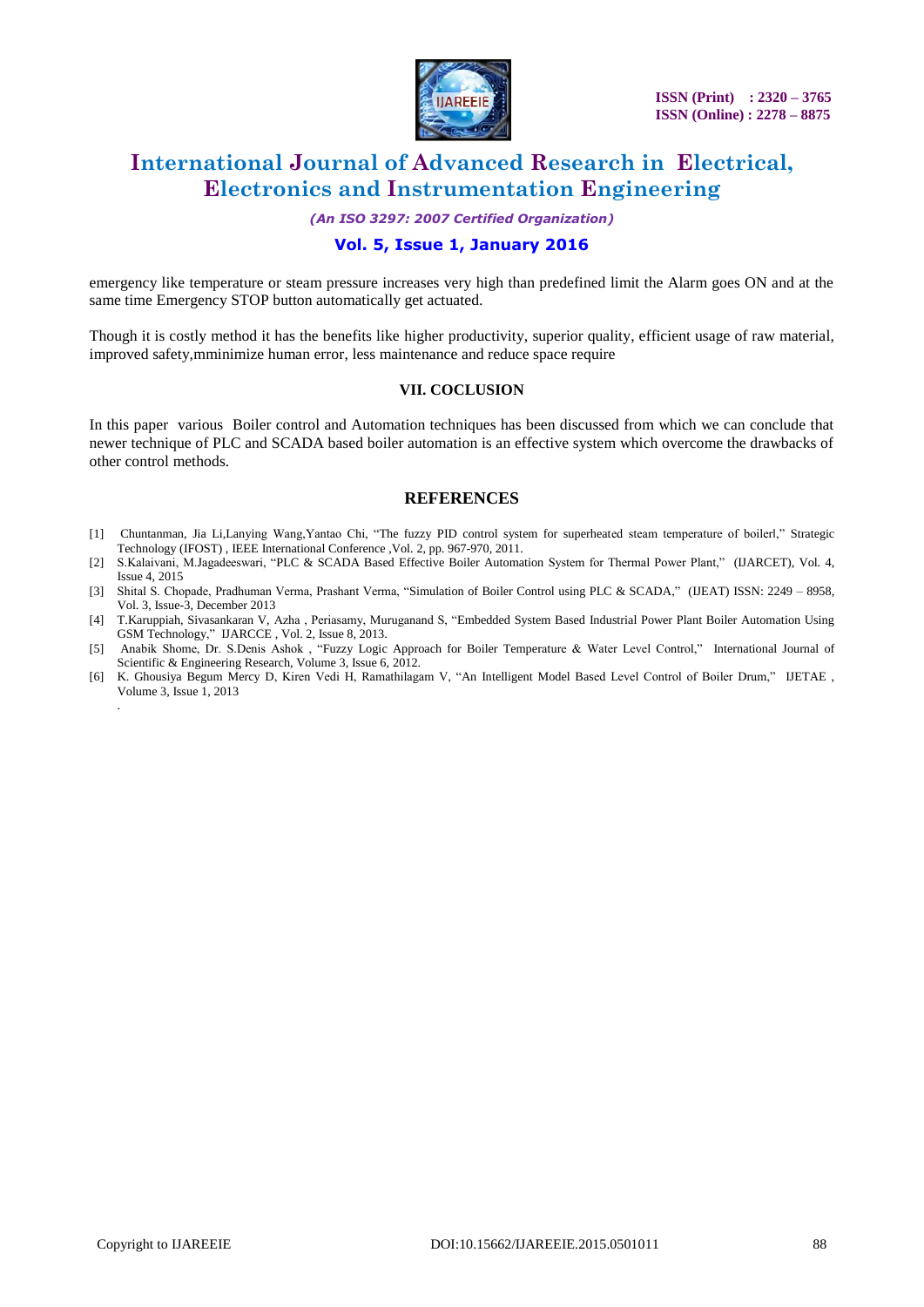emergency like temperature or steam pressure increases very high than predefined limit the Alarm goes ON and at the same time Emergency STOP button automatically get actuated.

Though it is costly method it has the benefits like higher productivity, superior quality, efficient usage of raw material, improved safety,mminimize human error, less maintenance and reduce space require

## VII. COCLUSION

In this paper various Boiler control and Automation techniques has been discussed from which we can conclude that newer technique of PLC and SCADA based boiler automation is an effective system which overcome the drawbacks of other control methods.

## REFERENCES

[1] Chuntanman, Jia Li,Lanying Wang,Yantao Chi, "The fuzzy PID control system for superheated steam temperature of boilerl," Strategic Technology (IFOST) , IEEE International Conference ,Vol. 2, pp. 967-970, 2011.

[2] S.Kalaivani, M.Jagadeeswari, "PLC & SCADA Based Effective Boiler Automation System for Thermal Power Plant," (IJARCET), Vol. 4, Issue 4, 2015

[3] Shital S. Chopade, Pradhuman Verma, Prashant Verma, "Simulation of Boiler Control using PLC & SCADA," (IJEAT) ISSN: 2249 – 8958, Vol. 3, Issue-3, December 2013

[4] T.Karuppiah, Sivasankaran V, Azha , Periasamy, Muruganand S, "Embedded System Based Industrial Power Plant Boiler Automation Using GSM Technology," IJARCCE , Vol. 2, Issue 8, 2013.

[5] Anabik Shome, Dr. S.Denis Ashok , "Fuzzy Logic Approach for Boiler Temperature & Water Level Control," International Journal of Scientific & Engineering Research, Volume 3, Issue 6, 2012.

[6] K. Ghousiya Begum Mercy D, Kiren Vedi H, Ramathilagam V, "An Intelligent Model Based Level Control of Boiler Drum," IJETAE , Volume 3, Issue 1, 2013